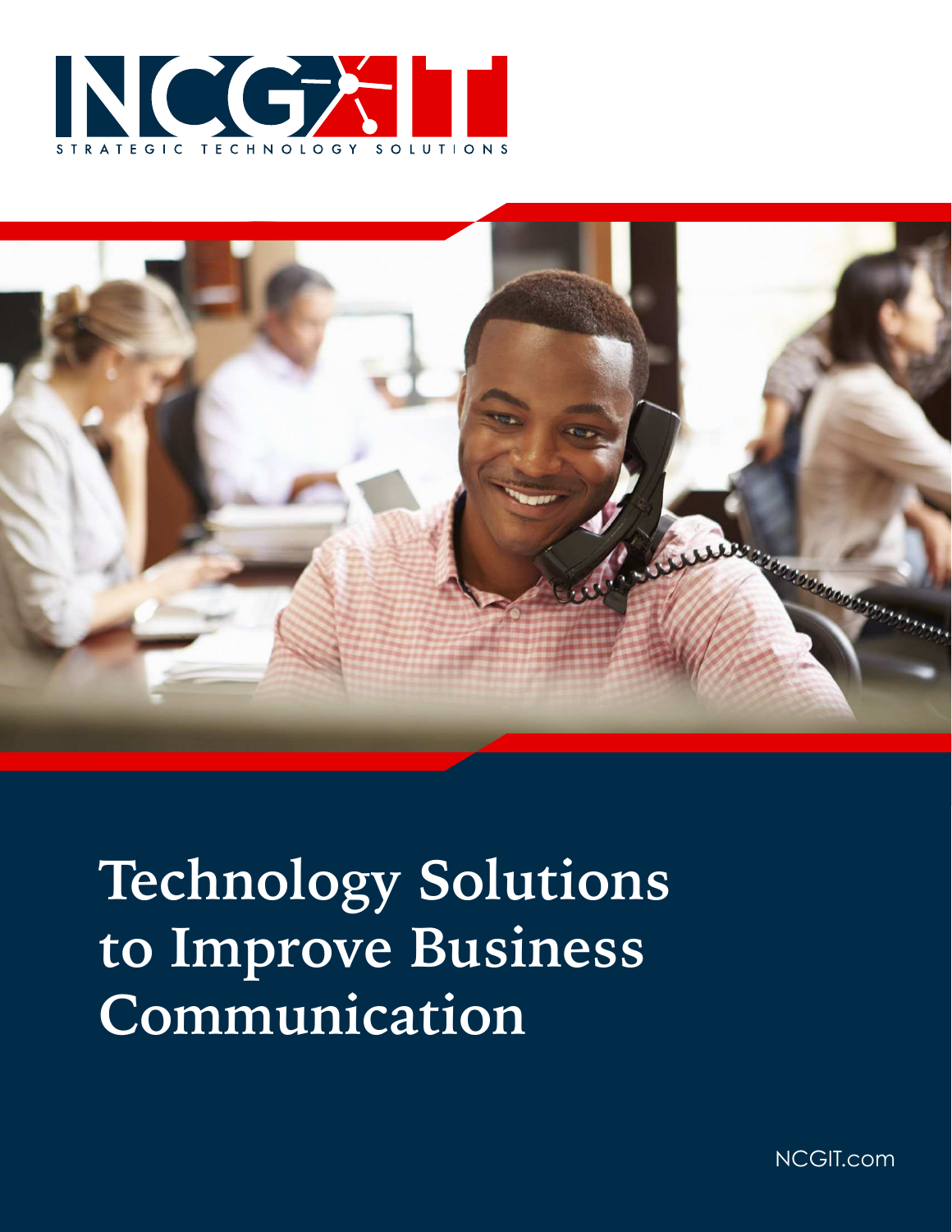NCG-IT

STRATEGIC TECHNOLOGY SOLUTIONS

# Technology Solutions to Improve Business Communication

NCGIT.com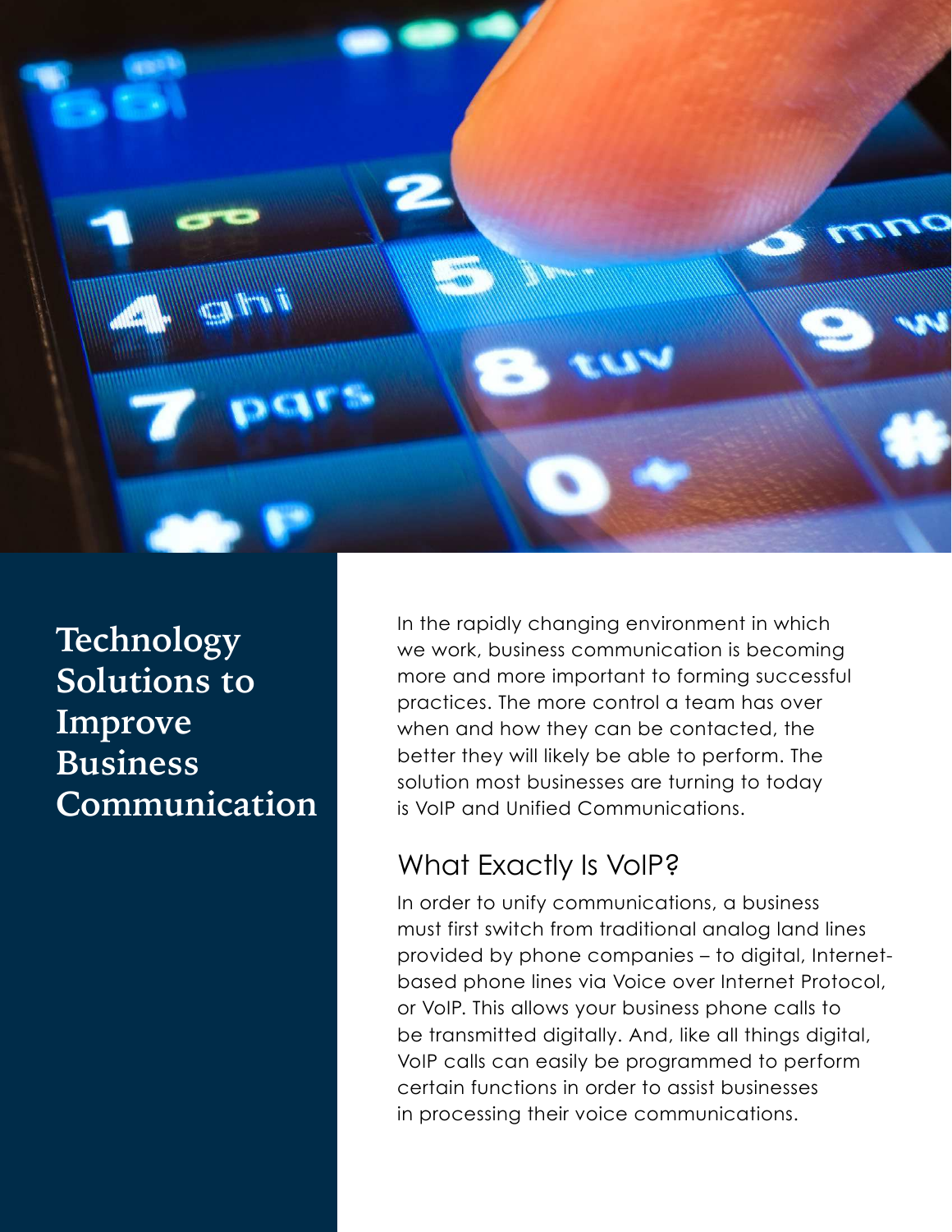# Technology Solutions to Improve Business Communication

In the rapidly changing environment in which we work, business communication is becoming more and more important to forming successful practices. The more control a team has over when and how they can be contacted, the better they will likely be able to perform. The solution most businesses are turning to today is VoIP and Unified Communications.

## What Exactly Is VoIP?

In order to unify communications, a business must first switch from traditional analog land lines provided by phone companies – to digital, Internet-based phone lines via Voice over Internet Protocol, or VoIP. This allows your business phone calls to be transmitted digitally. And, like all things digital, VoIP calls can easily be programmed to perform certain functions in order to assist businesses in processing their voice communications.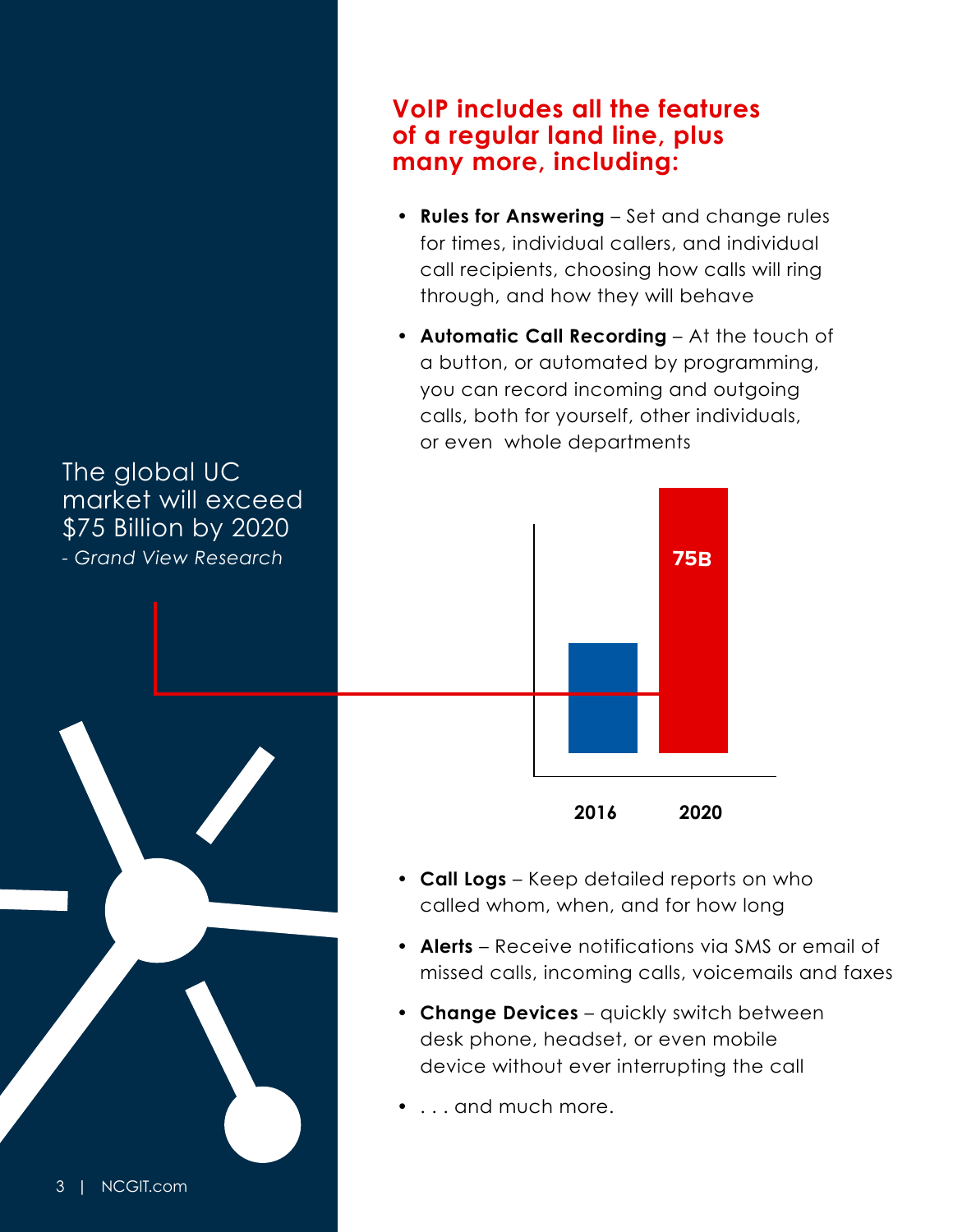## VoIP includes all the features of a regular land line, plus many more, including:

- **Rules for Answering** – Set and change rules for times, individual callers, and individual call recipients, choosing how calls will ring through, and how they will behave
- **Automatic Call Recording** – At the touch of a button, or automated by programming, you can record incoming and outgoing calls, both for yourself, other individuals, or even whole departments

The global UC market will exceed $75 Billion by 2020
*- Grand View Research*

75B

2016 2020

- **Call Logs** – Keep detailed reports on who called whom, when, and for how long
- **Alerts** – Receive notifications via SMS or email of missed calls, incoming calls, voicemails and faxes
- **Change Devices** – quickly switch between desk phone, headset, or even mobile device without ever interrupting the call
- . . . and much more.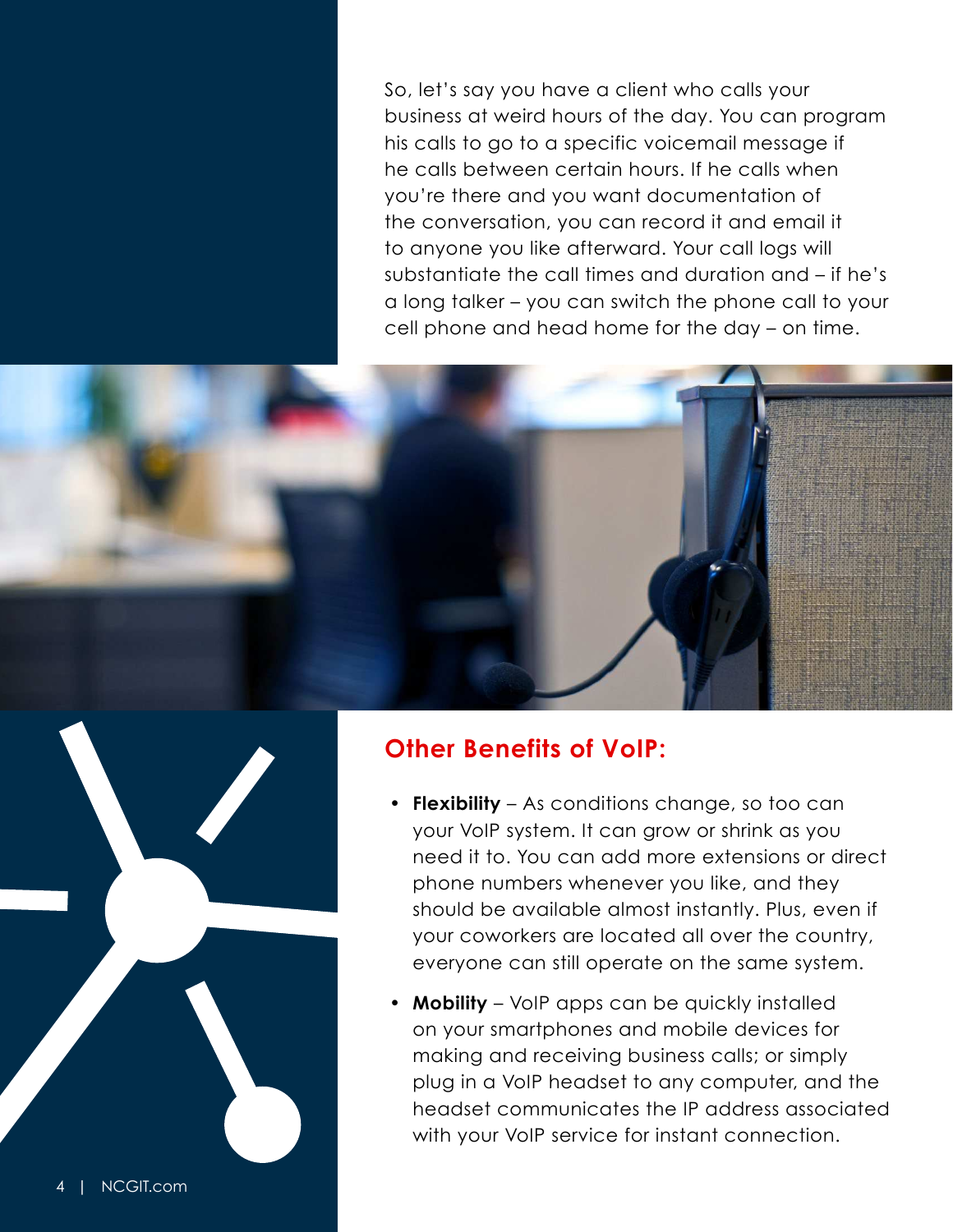So, let's say you have a client who calls your business at weird hours of the day. You can program his calls to go to a specific voicemail message if he calls between certain hours. If he calls when you're there and you want documentation of the conversation, you can record it and email it to anyone you like afterward. Your call logs will substantiate the call times and duration and – if he's a long talker – you can switch the phone call to your cell phone and head home for the day – on time.

## Other Benefits of VoIP:

- **Flexibility** – As conditions change, so too can your VoIP system. It can grow or shrink as you need it to. You can add more extensions or direct phone numbers whenever you like, and they should be available almost instantly. Plus, even if your coworkers are located all over the country, everyone can still operate on the same system.
- **Mobility** – VoIP apps can be quickly installed on your smartphones and mobile devices for making and receiving business calls; or simply plug in a VoIP headset to any computer, and the headset communicates the IP address associated with your VoIP service for instant connection.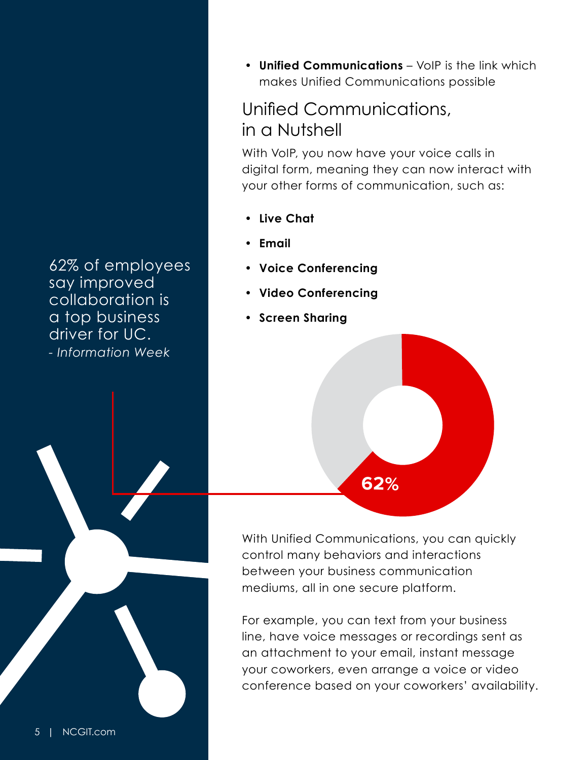- **Unified Communications** – VoIP is the link which makes Unified Communications possible

## Unified Communications, in a Nutshell

With VoIP, you now have your voice calls in digital form, meaning they can now interact with your other forms of communication, such as:

- **Live Chat**
- **Email**
- **Voice Conferencing**
- **Video Conferencing**
- **Screen Sharing**

62% of employees say improved collaboration is a top business driver for UC.
*- Information Week*

**62%**

With Unified Communications, you can quickly control many behaviors and interactions between your business communication mediums, all in one secure platform.

For example, you can text from your business line, have voice messages or recordings sent as an attachment to your email, instant message your coworkers, even arrange a voice or video conference based on your coworkers' availability.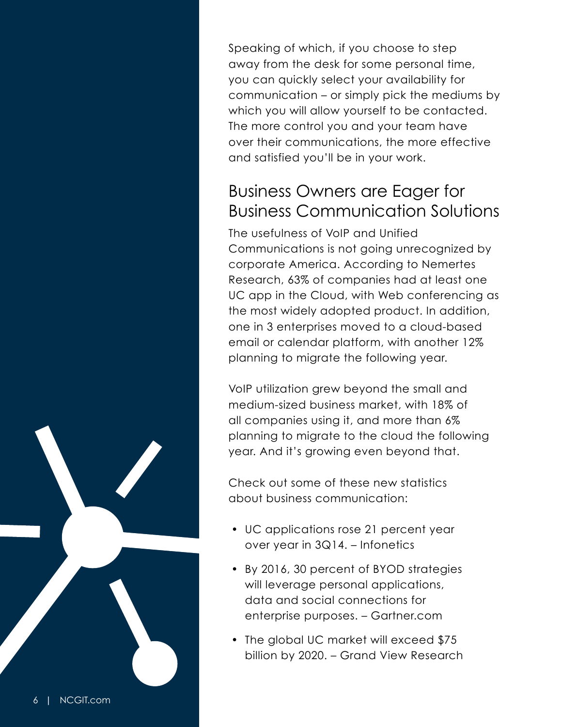Speaking of which, if you choose to step away from the desk for some personal time, you can quickly select your availability for communication – or simply pick the mediums by which you will allow yourself to be contacted. The more control you and your team have over their communications, the more effective and satisfied you'll be in your work.

## Business Owners are Eager for Business Communication Solutions

The usefulness of VoIP and Unified Communications is not going unrecognized by corporate America. According to Nemertes Research, 63% of companies had at least one UC app in the Cloud, with Web conferencing as the most widely adopted product. In addition, one in 3 enterprises moved to a cloud-based email or calendar platform, with another 12% planning to migrate the following year.

VoIP utilization grew beyond the small and medium-sized business market, with 18% of all companies using it, and more than 6% planning to migrate to the cloud the following year. And it's growing even beyond that.

Check out some of these new statistics about business communication:

- UC applications rose 21 percent year over year in 3Q14. – Infonetics
- By 2016, 30 percent of BYOD strategies will leverage personal applications, data and social connections for enterprise purposes. – Gartner.com
- The global UC market will exceed $75 billion by 2020. – Grand View Research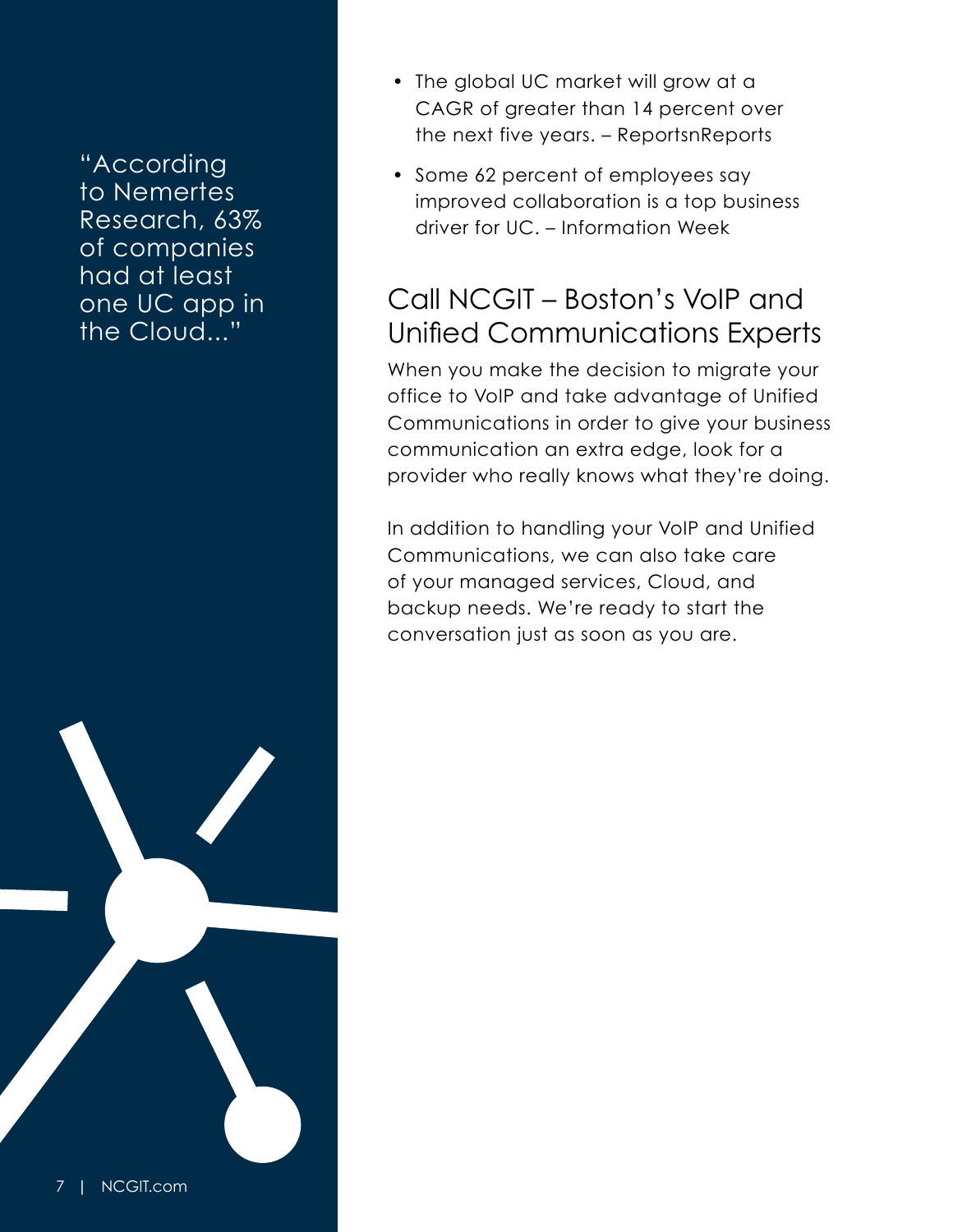"According to Nemertes Research, 63% of companies had at least one UC app in the Cloud..."

- The global UC market will grow at a CAGR of greater than 14 percent over the next five years. – ReportsnReports
- Some 62 percent of employees say improved collaboration is a top business driver for UC. – Information Week

## Call NCGIT – Boston's VoIP and Unified Communications Experts

When you make the decision to migrate your office to VoIP and take advantage of Unified Communications in order to give your business communication an extra edge, look for a provider who really knows what they're doing.

In addition to handling your VoIP and Unified Communications, we can also take care of your managed services, Cloud, and backup needs. We're ready to start the conversation just as soon as you are.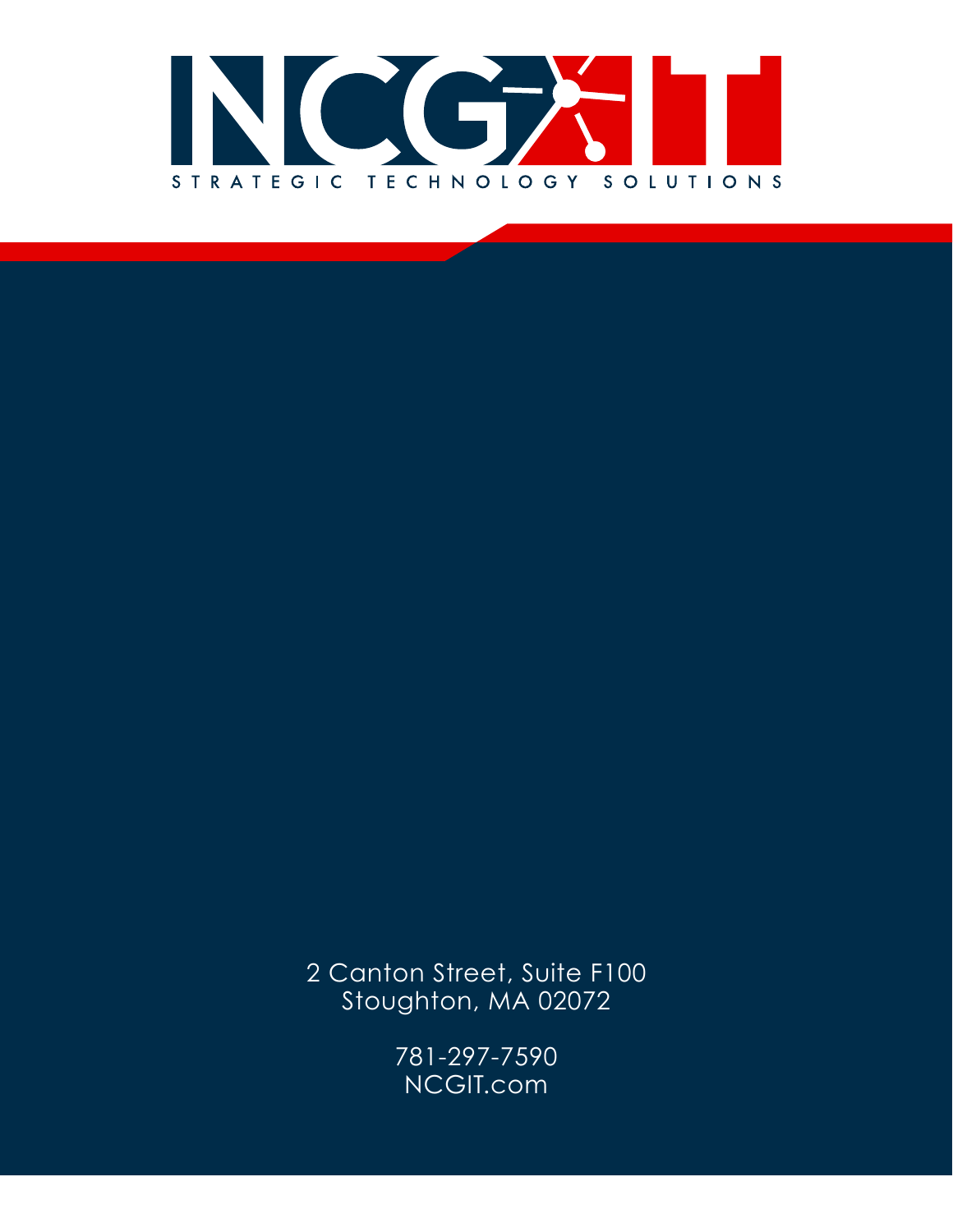NCG-IT

STRATEGIC TECHNOLOGY SOLUTIONS

2 Canton Street, Suite F100
Stoughton, MA 02072

781-297-7590
NCGIT.com